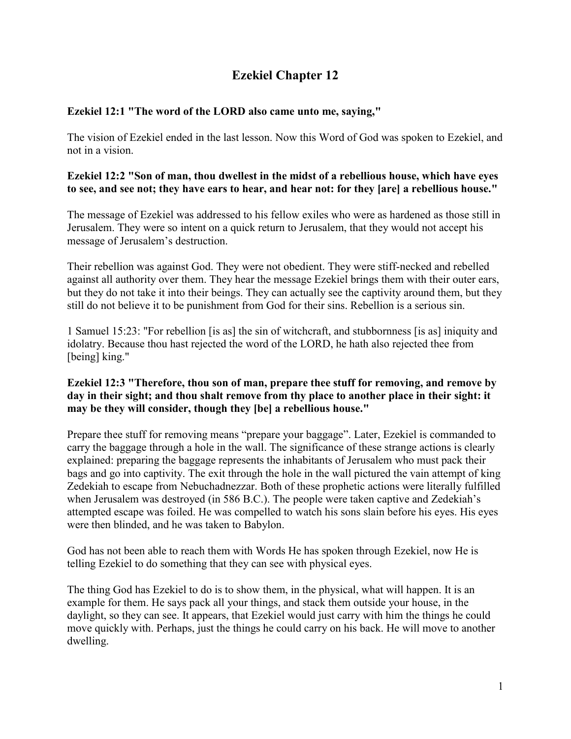# Ezekiel Chapter 12

**Ezekiel 12:1 "The word of the LORD also came unto me, saying,"**

The vision of Ezekiel ended in the last lesson. Now this Word of God was spoken to Ezekiel, and not in a vision.

**Ezekiel 12:2 "Son of man, thou dwellest in the midst of a rebellious house, which have eyes to see, and see not; they have ears to hear, and hear not: for they [are] a rebellious house."**

The message of Ezekiel was addressed to his fellow exiles who were as hardened as those still in Jerusalem. They were so intent on a quick return to Jerusalem, that they would not accept his message of Jerusalem's destruction.

Their rebellion was against God. They were not obedient. They were stiff-necked and rebelled against all authority over them. They hear the message Ezekiel brings them with their outer ears, but they do not take it into their beings. They can actually see the captivity around them, but they still do not believe it to be punishment from God for their sins. Rebellion is a serious sin.

1 Samuel 15:23: "For rebellion [is as] the sin of witchcraft, and stubbornness [is as] iniquity and idolatry. Because thou hast rejected the word of the LORD, he hath also rejected thee from [being] king."

**Ezekiel 12:3 "Therefore, thou son of man, prepare thee stuff for removing, and remove by day in their sight; and thou shalt remove from thy place to another place in their sight: it may be they will consider, though they [be] a rebellious house."**

Prepare thee stuff for removing means "prepare your baggage". Later, Ezekiel is commanded to carry the baggage through a hole in the wall. The significance of these strange actions is clearly explained: preparing the baggage represents the inhabitants of Jerusalem who must pack their bags and go into captivity. The exit through the hole in the wall pictured the vain attempt of king Zedekiah to escape from Nebuchadnezzar. Both of these prophetic actions were literally fulfilled when Jerusalem was destroyed (in 586 B.C.). The people were taken captive and Zedekiah's attempted escape was foiled. He was compelled to watch his sons slain before his eyes. His eyes were then blinded, and he was taken to Babylon.

God has not been able to reach them with Words He has spoken through Ezekiel, now He is telling Ezekiel to do something that they can see with physical eyes.

The thing God has Ezekiel to do is to show them, in the physical, what will happen. It is an example for them. He says pack all your things, and stack them outside your house, in the daylight, so they can see. It appears, that Ezekiel would just carry with him the things he could move quickly with. Perhaps, just the things he could carry on his back. He will move to another dwelling.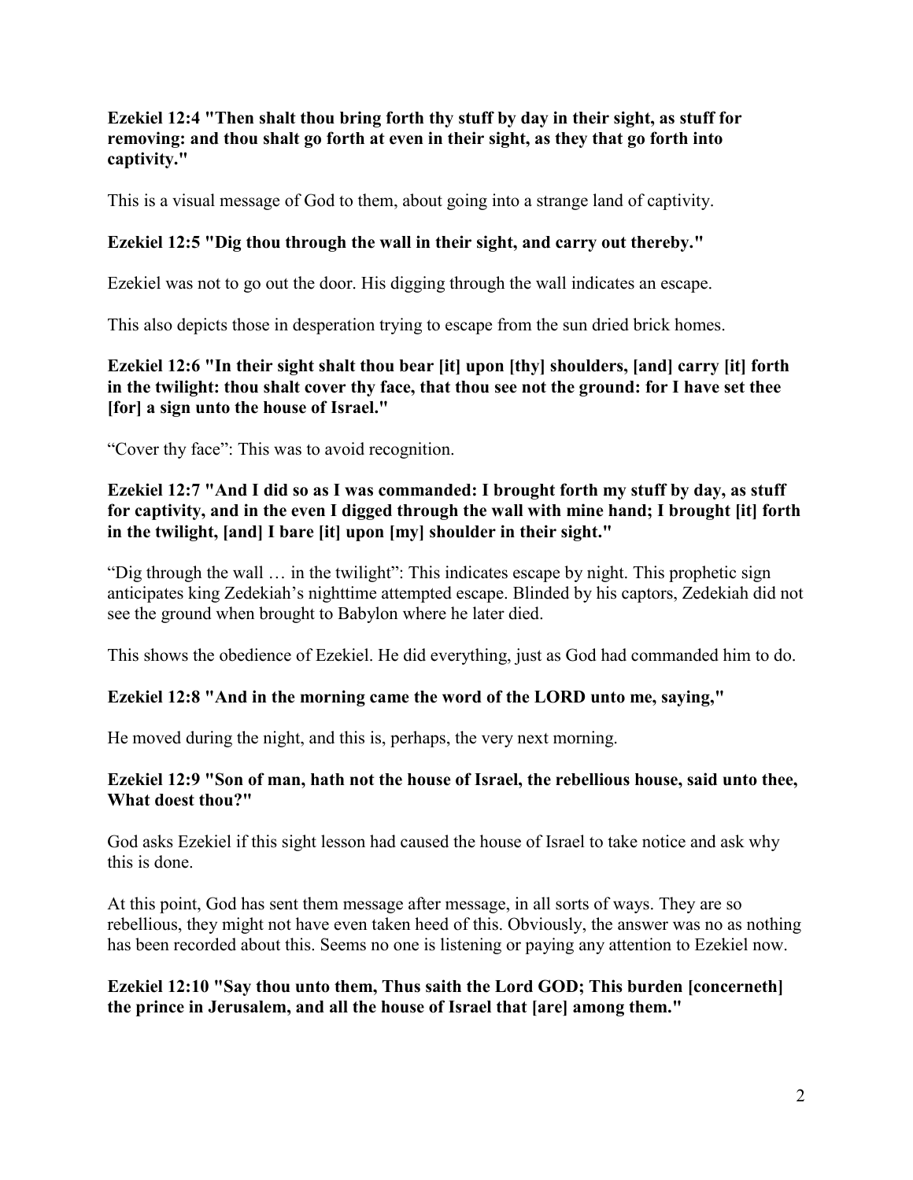**Ezekiel 12:4 "Then shalt thou bring forth thy stuff by day in their sight, as stuff for removing: and thou shalt go forth at even in their sight, as they that go forth into captivity."**

This is a visual message of God to them, about going into a strange land of captivity.

**Ezekiel 12:5 "Dig thou through the wall in their sight, and carry out thereby."**

Ezekiel was not to go out the door. His digging through the wall indicates an escape.

This also depicts those in desperation trying to escape from the sun dried brick homes.

**Ezekiel 12:6 "In their sight shalt thou bear [it] upon [thy] shoulders, [and] carry [it] forth in the twilight: thou shalt cover thy face, that thou see not the ground: for I have set thee [for] a sign unto the house of Israel."**

"Cover thy face": This was to avoid recognition.

**Ezekiel 12:7 "And I did so as I was commanded: I brought forth my stuff by day, as stuff for captivity, and in the even I digged through the wall with mine hand; I brought [it] forth in the twilight, [and] I bare [it] upon [my] shoulder in their sight."**

"Dig through the wall … in the twilight": This indicates escape by night. This prophetic sign anticipates king Zedekiah's nighttime attempted escape. Blinded by his captors, Zedekiah did not see the ground when brought to Babylon where he later died.

This shows the obedience of Ezekiel. He did everything, just as God had commanded him to do.

**Ezekiel 12:8 "And in the morning came the word of the LORD unto me, saying,"**

He moved during the night, and this is, perhaps, the very next morning.

**Ezekiel 12:9 "Son of man, hath not the house of Israel, the rebellious house, said unto thee, What doest thou?"**

God asks Ezekiel if this sight lesson had caused the house of Israel to take notice and ask why this is done.

At this point, God has sent them message after message, in all sorts of ways. They are so rebellious, they might not have even taken heed of this. Obviously, the answer was no as nothing has been recorded about this. Seems no one is listening or paying any attention to Ezekiel now.

**Ezekiel 12:10 "Say thou unto them, Thus saith the Lord GOD; This burden [concerneth] the prince in Jerusalem, and all the house of Israel that [are] among them."**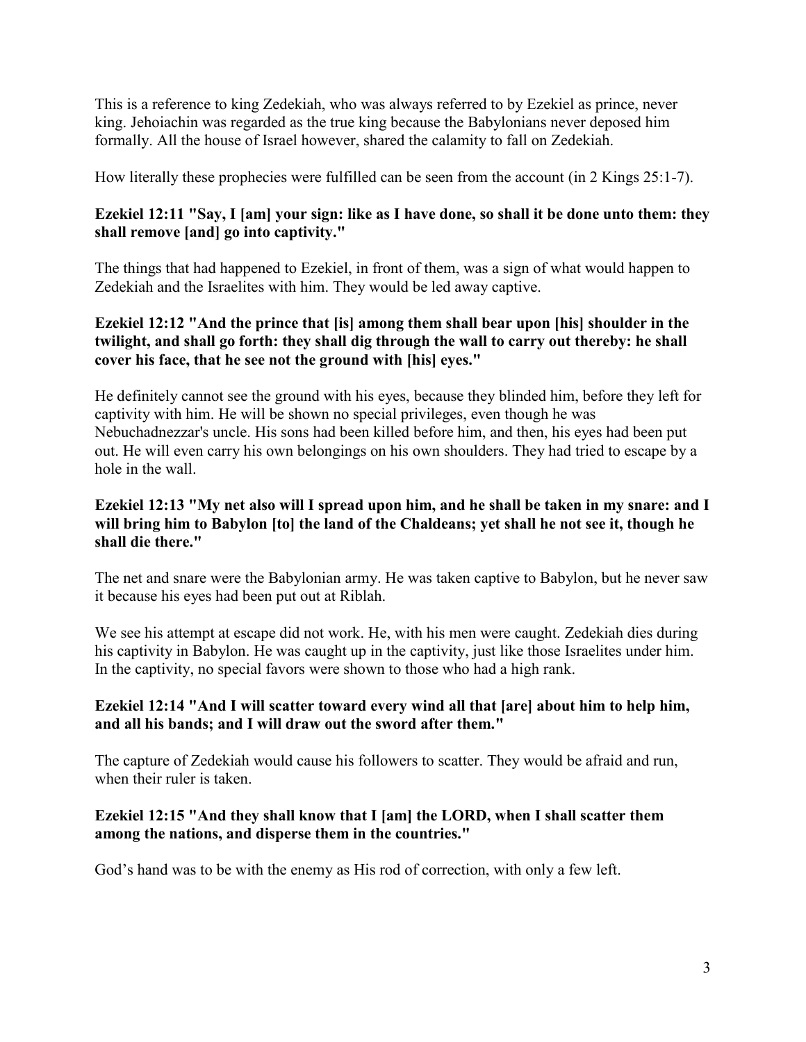This is a reference to king Zedekiah, who was always referred to by Ezekiel as prince, never king. Jehoiachin was regarded as the true king because the Babylonians never deposed him formally. All the house of Israel however, shared the calamity to fall on Zedekiah.

How literally these prophecies were fulfilled can be seen from the account (in 2 Kings 25:1-7).

**Ezekiel 12:11 "Say, I [am] your sign: like as I have done, so shall it be done unto them: they shall remove [and] go into captivity."**

The things that had happened to Ezekiel, in front of them, was a sign of what would happen to Zedekiah and the Israelites with him. They would be led away captive.

**Ezekiel 12:12 "And the prince that [is] among them shall bear upon [his] shoulder in the twilight, and shall go forth: they shall dig through the wall to carry out thereby: he shall cover his face, that he see not the ground with [his] eyes."**

He definitely cannot see the ground with his eyes, because they blinded him, before they left for captivity with him. He will be shown no special privileges, even though he was Nebuchadnezzar's uncle. His sons had been killed before him, and then, his eyes had been put out. He will even carry his own belongings on his own shoulders. They had tried to escape by a hole in the wall.

**Ezekiel 12:13 "My net also will I spread upon him, and he shall be taken in my snare: and I will bring him to Babylon [to] the land of the Chaldeans; yet shall he not see it, though he shall die there."**

The net and snare were the Babylonian army. He was taken captive to Babylon, but he never saw it because his eyes had been put out at Riblah.

We see his attempt at escape did not work. He, with his men were caught. Zedekiah dies during his captivity in Babylon. He was caught up in the captivity, just like those Israelites under him. In the captivity, no special favors were shown to those who had a high rank.

**Ezekiel 12:14 "And I will scatter toward every wind all that [are] about him to help him, and all his bands; and I will draw out the sword after them."**

The capture of Zedekiah would cause his followers to scatter. They would be afraid and run, when their ruler is taken.

**Ezekiel 12:15 "And they shall know that I [am] the LORD, when I shall scatter them among the nations, and disperse them in the countries."**

God's hand was to be with the enemy as His rod of correction, with only a few left.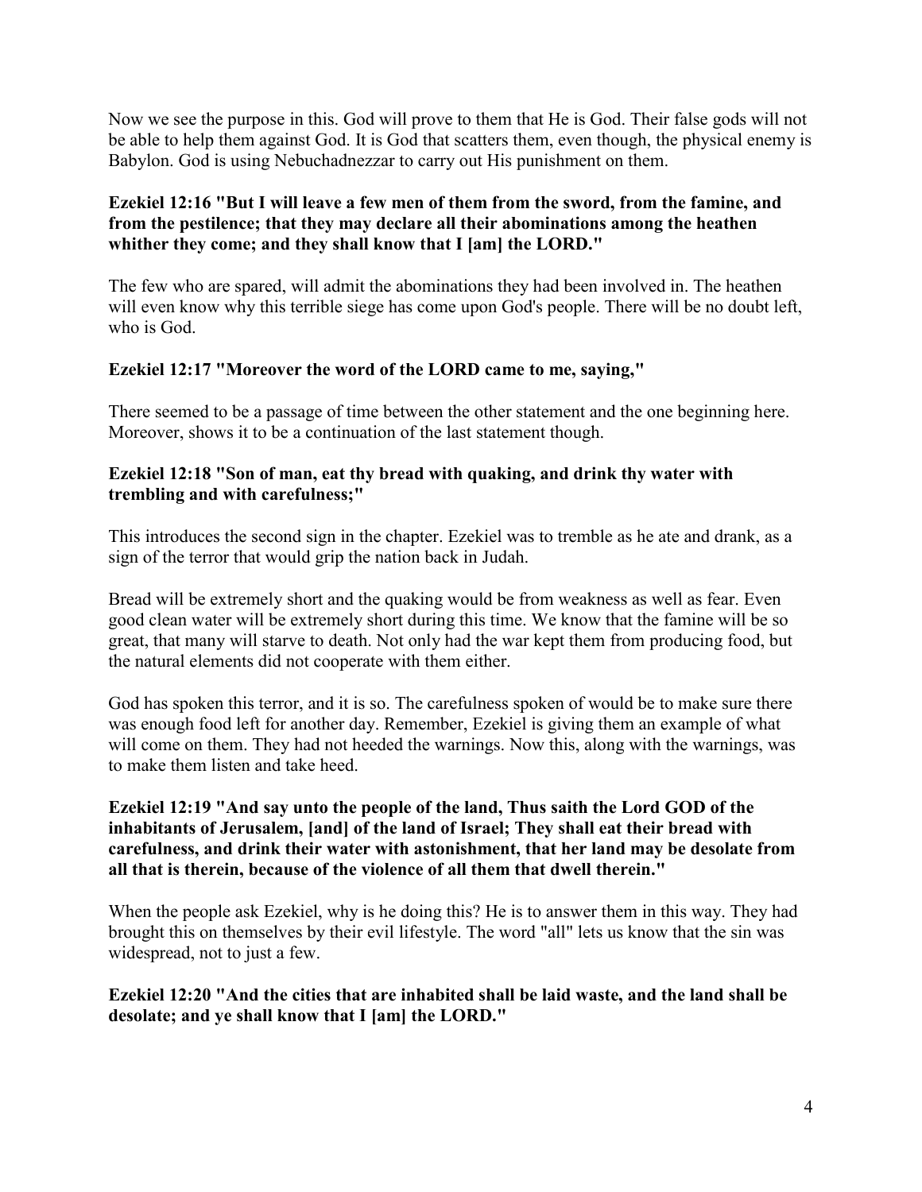Now we see the purpose in this. God will prove to them that He is God. Their false gods will not be able to help them against God. It is God that scatters them, even though, the physical enemy is Babylon. God is using Nebuchadnezzar to carry out His punishment on them.

**Ezekiel 12:16 "But I will leave a few men of them from the sword, from the famine, and from the pestilence; that they may declare all their abominations among the heathen whither they come; and they shall know that I [am] the LORD."**

The few who are spared, will admit the abominations they had been involved in. The heathen will even know why this terrible siege has come upon God's people. There will be no doubt left, who is God.

**Ezekiel 12:17 "Moreover the word of the LORD came to me, saying,"**

There seemed to be a passage of time between the other statement and the one beginning here. Moreover, shows it to be a continuation of the last statement though.

**Ezekiel 12:18 "Son of man, eat thy bread with quaking, and drink thy water with trembling and with carefulness;"**

This introduces the second sign in the chapter. Ezekiel was to tremble as he ate and drank, as a sign of the terror that would grip the nation back in Judah.

Bread will be extremely short and the quaking would be from weakness as well as fear. Even good clean water will be extremely short during this time. We know that the famine will be so great, that many will starve to death. Not only had the war kept them from producing food, but the natural elements did not cooperate with them either.

God has spoken this terror, and it is so. The carefulness spoken of would be to make sure there was enough food left for another day. Remember, Ezekiel is giving them an example of what will come on them. They had not heeded the warnings. Now this, along with the warnings, was to make them listen and take heed.

**Ezekiel 12:19 "And say unto the people of the land, Thus saith the Lord GOD of the inhabitants of Jerusalem, [and] of the land of Israel; They shall eat their bread with carefulness, and drink their water with astonishment, that her land may be desolate from all that is therein, because of the violence of all them that dwell therein."**

When the people ask Ezekiel, why is he doing this? He is to answer them in this way. They had brought this on themselves by their evil lifestyle. The word "all" lets us know that the sin was widespread, not to just a few.

**Ezekiel 12:20 "And the cities that are inhabited shall be laid waste, and the land shall be desolate; and ye shall know that I [am] the LORD."**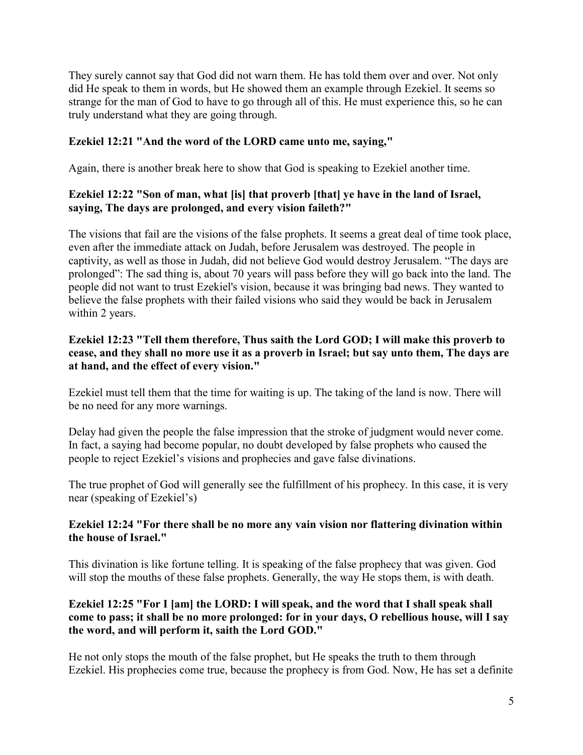They surely cannot say that God did not warn them. He has told them over and over. Not only did He speak to them in words, but He showed them an example through Ezekiel. It seems so strange for the man of God to have to go through all of this. He must experience this, so he can truly understand what they are going through.

**Ezekiel 12:21 "And the word of the LORD came unto me, saying,"**

Again, there is another break here to show that God is speaking to Ezekiel another time.

**Ezekiel 12:22 "Son of man, what [is] that proverb [that] ye have in the land of Israel, saying, The days are prolonged, and every vision faileth?"**

The visions that fail are the visions of the false prophets. It seems a great deal of time took place, even after the immediate attack on Judah, before Jerusalem was destroyed. The people in captivity, as well as those in Judah, did not believe God would destroy Jerusalem. "The days are prolonged": The sad thing is, about 70 years will pass before they will go back into the land. The people did not want to trust Ezekiel's vision, because it was bringing bad news. They wanted to believe the false prophets with their failed visions who said they would be back in Jerusalem within 2 years.

**Ezekiel 12:23 "Tell them therefore, Thus saith the Lord GOD; I will make this proverb to cease, and they shall no more use it as a proverb in Israel; but say unto them, The days are at hand, and the effect of every vision."**

Ezekiel must tell them that the time for waiting is up. The taking of the land is now. There will be no need for any more warnings.

Delay had given the people the false impression that the stroke of judgment would never come. In fact, a saying had become popular, no doubt developed by false prophets who caused the people to reject Ezekiel's visions and prophecies and gave false divinations.

The true prophet of God will generally see the fulfillment of his prophecy. In this case, it is very near (speaking of Ezekiel's)

**Ezekiel 12:24 "For there shall be no more any vain vision nor flattering divination within the house of Israel."**

This divination is like fortune telling. It is speaking of the false prophecy that was given. God will stop the mouths of these false prophets. Generally, the way He stops them, is with death.

**Ezekiel 12:25 "For I [am] the LORD: I will speak, and the word that I shall speak shall come to pass; it shall be no more prolonged: for in your days, O rebellious house, will I say the word, and will perform it, saith the Lord GOD."**

He not only stops the mouth of the false prophet, but He speaks the truth to them through Ezekiel. His prophecies come true, because the prophecy is from God. Now, He has set a definite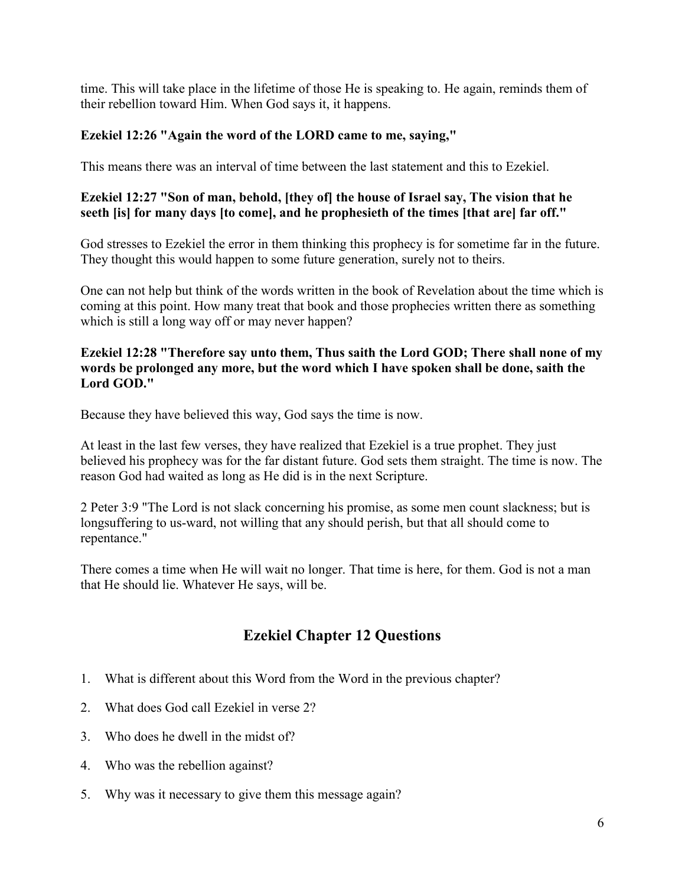time. This will take place in the lifetime of those He is speaking to. He again, reminds them of their rebellion toward Him. When God says it, it happens.

**Ezekiel 12:26 "Again the word of the LORD came to me, saying,"**

This means there was an interval of time between the last statement and this to Ezekiel.

**Ezekiel 12:27 "Son of man, behold, [they of] the house of Israel say, The vision that he seeth [is] for many days [to come], and he prophesieth of the times [that are] far off."**

God stresses to Ezekiel the error in them thinking this prophecy is for sometime far in the future. They thought this would happen to some future generation, surely not to theirs.

One can not help but think of the words written in the book of Revelation about the time which is coming at this point. How many treat that book and those prophecies written there as something which is still a long way off or may never happen?

**Ezekiel 12:28 "Therefore say unto them, Thus saith the Lord GOD; There shall none of my words be prolonged any more, but the word which I have spoken shall be done, saith the Lord GOD."**

Because they have believed this way, God says the time is now.

At least in the last few verses, they have realized that Ezekiel is a true prophet. They just believed his prophecy was for the far distant future. God sets them straight. The time is now. The reason God had waited as long as He did is in the next Scripture.

2 Peter 3:9 "The Lord is not slack concerning his promise, as some men count slackness; but is longsuffering to us-ward, not willing that any should perish, but that all should come to repentance."

There comes a time when He will wait no longer. That time is here, for them. God is not a man that He should lie. Whatever He says, will be.

## Ezekiel Chapter 12 Questions

1. What is different about this Word from the Word in the previous chapter?
2. What does God call Ezekiel in verse 2?
3. Who does he dwell in the midst of?
4. Who was the rebellion against?
5. Why was it necessary to give them this message again?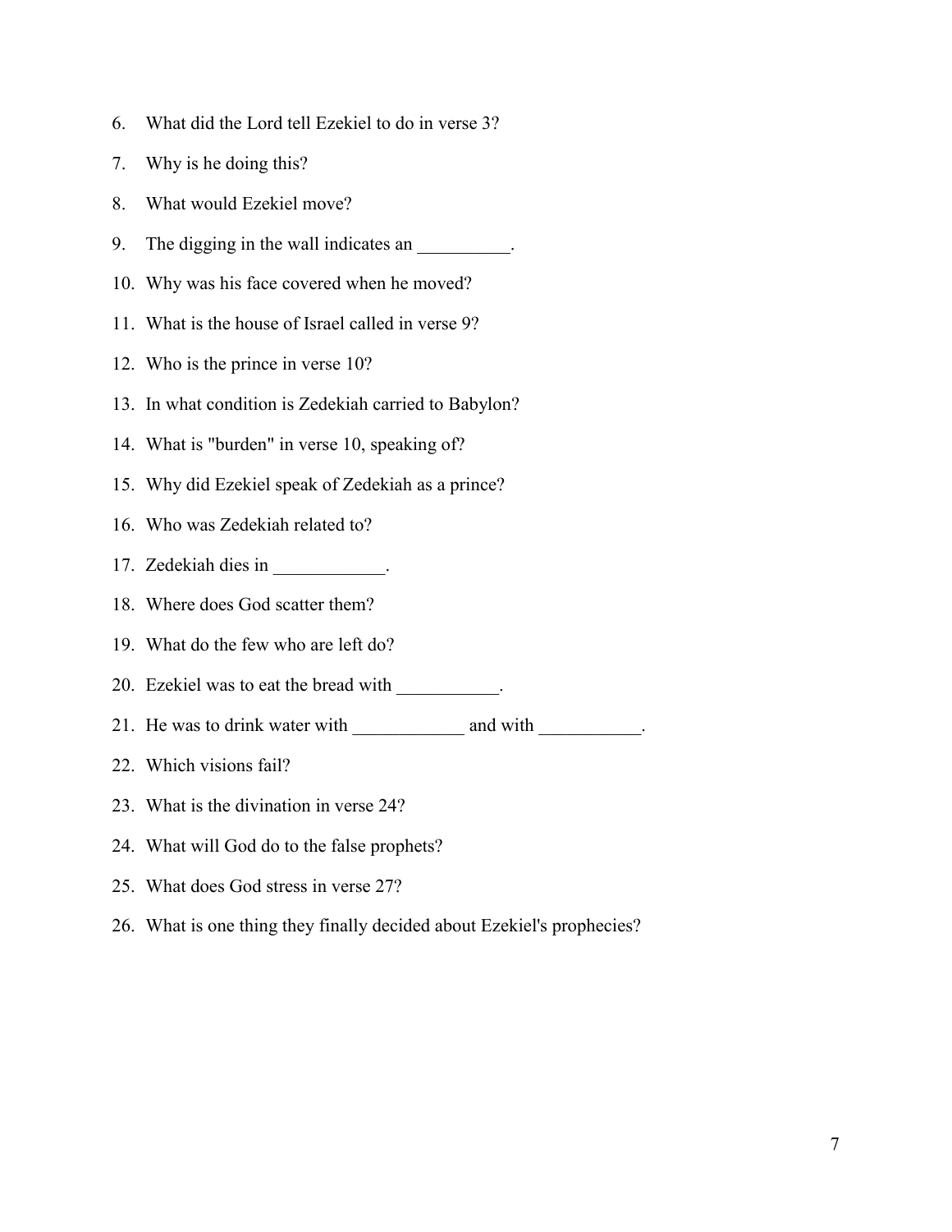6. What did the Lord tell Ezekiel to do in verse 3?
7. Why is he doing this?
8. What would Ezekiel move?
9. The digging in the wall indicates an __________.
10. Why was his face covered when he moved?
11. What is the house of Israel called in verse 9?
12. Who is the prince in verse 10?
13. In what condition is Zedekiah carried to Babylon?
14. What is "burden" in verse 10, speaking of?
15. Why did Ezekiel speak of Zedekiah as a prince?
16. Who was Zedekiah related to?
17. Zedekiah dies in ____________.
18. Where does God scatter them?
19. What do the few who are left do?
20. Ezekiel was to eat the bread with ___________.
21. He was to drink water with ____________ and with ___________.
22. Which visions fail?
23. What is the divination in verse 24?
24. What will God do to the false prophets?
25. What does God stress in verse 27?
26. What is one thing they finally decided about Ezekiel's prophecies?